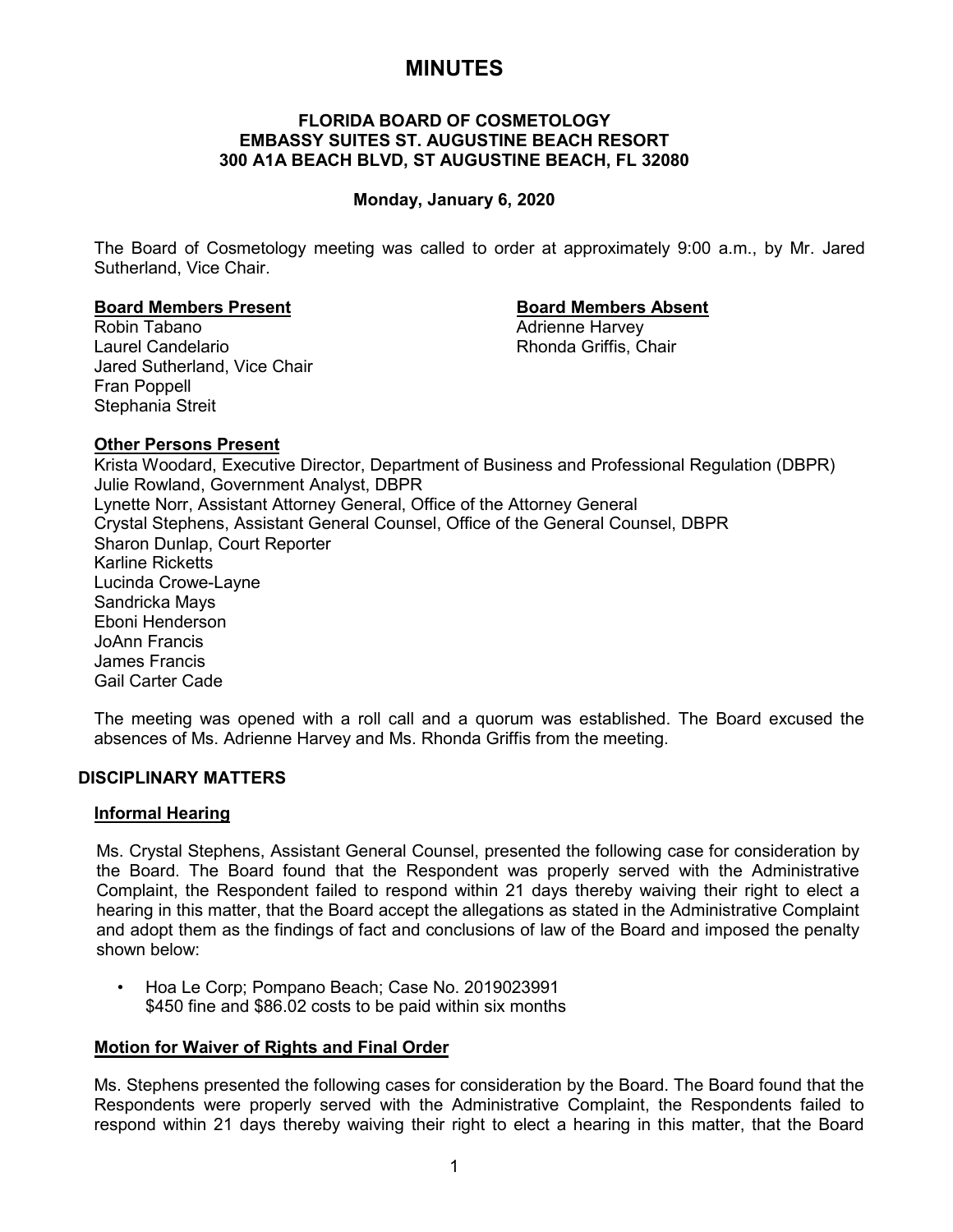# MINUTES

**FLORIDA BOARD OF COSMETOLOGY**
**EMBASSY SUITES ST. AUGUSTINE BEACH RESORT**
**300 A1A BEACH BLVD, ST AUGUSTINE BEACH, FL 32080**

**Monday, January 6, 2020**

The Board of Cosmetology meeting was called to order at approximately 9:00 a.m., by Mr. Jared Sutherland, Vice Chair.

**Board Members Present**

Robin Tabano
Laurel Candelario
Jared Sutherland, Vice Chair
Fran Poppell
Stephania Streit

**Board Members Absent**

Adrienne Harvey
Rhonda Griffis, Chair

**Other Persons Present**

Krista Woodard, Executive Director, Department of Business and Professional Regulation (DBPR)
Julie Rowland, Government Analyst, DBPR
Lynette Norr, Assistant Attorney General, Office of the Attorney General
Crystal Stephens, Assistant General Counsel, Office of the General Counsel, DBPR
Sharon Dunlap, Court Reporter
Karline Ricketts
Lucinda Crowe-Layne
Sandricka Mays
Eboni Henderson
JoAnn Francis
James Francis
Gail Carter Cade

The meeting was opened with a roll call and a quorum was established. The Board excused the absences of Ms. Adrienne Harvey and Ms. Rhonda Griffis from the meeting.

## DISCIPLINARY MATTERS

### Informal Hearing

Ms. Crystal Stephens, Assistant General Counsel, presented the following case for consideration by the Board. The Board found that the Respondent was properly served with the Administrative Complaint, the Respondent failed to respond within 21 days thereby waiving their right to elect a hearing in this matter, that the Board accept the allegations as stated in the Administrative Complaint and adopt them as the findings of fact and conclusions of law of the Board and imposed the penalty shown below:

- Hoa Le Corp; Pompano Beach; Case No. 2019023991
  $450 fine and $86.02 costs to be paid within six months

### Motion for Waiver of Rights and Final Order

Ms. Stephens presented the following cases for consideration by the Board. The Board found that the Respondents were properly served with the Administrative Complaint, the Respondents failed to respond within 21 days thereby waiving their right to elect a hearing in this matter, that the Board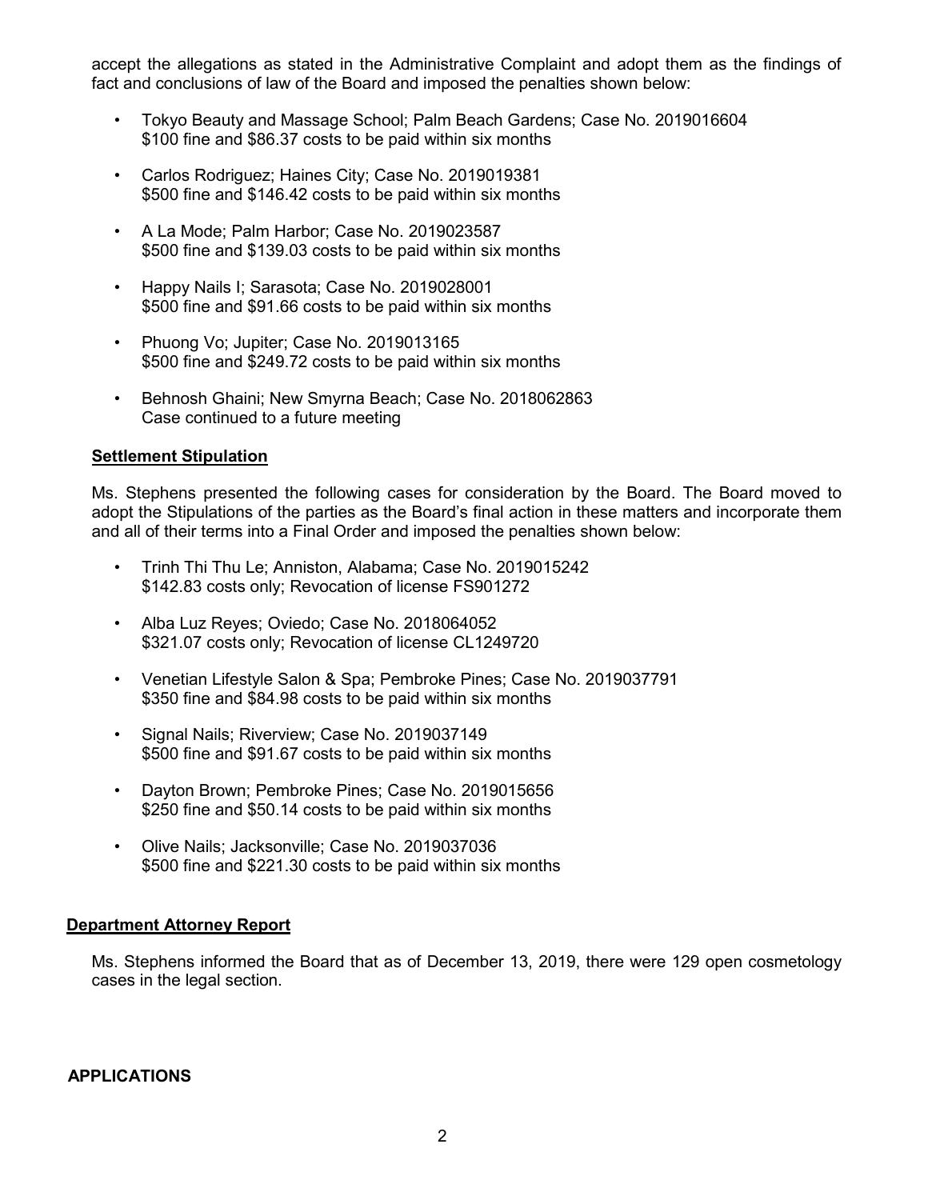accept the allegations as stated in the Administrative Complaint and adopt them as the findings of fact and conclusions of law of the Board and imposed the penalties shown below:

- Tokyo Beauty and Massage School; Palm Beach Gardens; Case No. 2019016604
  $100 fine and $86.37 costs to be paid within six months
- Carlos Rodriguez; Haines City; Case No. 2019019381
  $500 fine and $146.42 costs to be paid within six months
- A La Mode; Palm Harbor; Case No. 2019023587
  $500 fine and $139.03 costs to be paid within six months
- Happy Nails I; Sarasota; Case No. 2019028001
  $500 fine and $91.66 costs to be paid within six months
- Phuong Vo; Jupiter; Case No. 2019013165
  $500 fine and $249.72 costs to be paid within six months
- Behnosh Ghaini; New Smyrna Beach; Case No. 2018062863
  Case continued to a future meeting

**Settlement Stipulation**

Ms. Stephens presented the following cases for consideration by the Board. The Board moved to adopt the Stipulations of the parties as the Board's final action in these matters and incorporate them and all of their terms into a Final Order and imposed the penalties shown below:

- Trinh Thi Thu Le; Anniston, Alabama; Case No. 2019015242
  $142.83 costs only; Revocation of license FS901272
- Alba Luz Reyes; Oviedo; Case No. 2018064052
  $321.07 costs only; Revocation of license CL1249720
- Venetian Lifestyle Salon & Spa; Pembroke Pines; Case No. 2019037791
  $350 fine and $84.98 costs to be paid within six months
- Signal Nails; Riverview; Case No. 2019037149
  $500 fine and $91.67 costs to be paid within six months
- Dayton Brown; Pembroke Pines; Case No. 2019015656
  $250 fine and $50.14 costs to be paid within six months
- Olive Nails; Jacksonville; Case No. 2019037036
  $500 fine and $221.30 costs to be paid within six months

**Department Attorney Report**

Ms. Stephens informed the Board that as of December 13, 2019, there were 129 open cosmetology cases in the legal section.

**APPLICATIONS**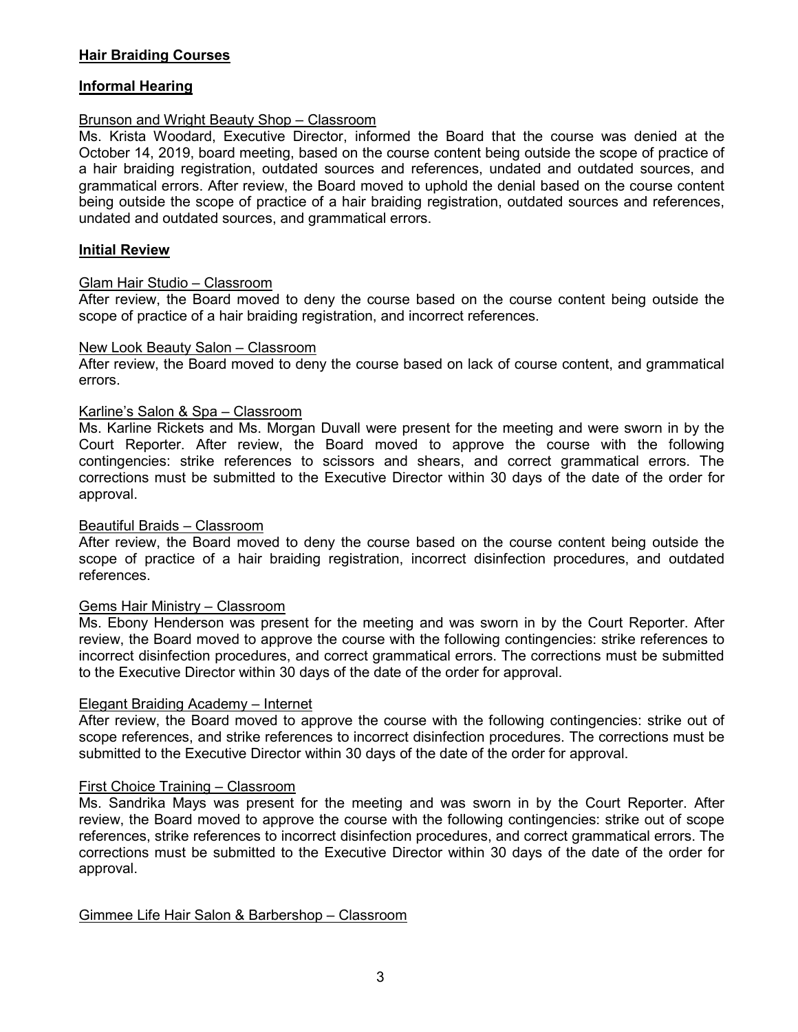## Hair Braiding Courses

### Informal Hearing

Brunson and Wright Beauty Shop – Classroom

Ms. Krista Woodard, Executive Director, informed the Board that the course was denied at the October 14, 2019, board meeting, based on the course content being outside the scope of practice of a hair braiding registration, outdated sources and references, undated and outdated sources, and grammatical errors. After review, the Board moved to uphold the denial based on the course content being outside the scope of practice of a hair braiding registration, outdated sources and references, undated and outdated sources, and grammatical errors.

### Initial Review

Glam Hair Studio – Classroom

After review, the Board moved to deny the course based on the course content being outside the scope of practice of a hair braiding registration, and incorrect references.

New Look Beauty Salon – Classroom

After review, the Board moved to deny the course based on lack of course content, and grammatical errors.

Karline's Salon & Spa – Classroom

Ms. Karline Rickets and Ms. Morgan Duvall were present for the meeting and were sworn in by the Court Reporter. After review, the Board moved to approve the course with the following contingencies: strike references to scissors and shears, and correct grammatical errors. The corrections must be submitted to the Executive Director within 30 days of the date of the order for approval.

Beautiful Braids – Classroom

After review, the Board moved to deny the course based on the course content being outside the scope of practice of a hair braiding registration, incorrect disinfection procedures, and outdated references.

Gems Hair Ministry – Classroom

Ms. Ebony Henderson was present for the meeting and was sworn in by the Court Reporter. After review, the Board moved to approve the course with the following contingencies: strike references to incorrect disinfection procedures, and correct grammatical errors. The corrections must be submitted to the Executive Director within 30 days of the date of the order for approval.

Elegant Braiding Academy – Internet

After review, the Board moved to approve the course with the following contingencies: strike out of scope references, and strike references to incorrect disinfection procedures. The corrections must be submitted to the Executive Director within 30 days of the date of the order for approval.

First Choice Training – Classroom

Ms. Sandrika Mays was present for the meeting and was sworn in by the Court Reporter. After review, the Board moved to approve the course with the following contingencies: strike out of scope references, strike references to incorrect disinfection procedures, and correct grammatical errors. The corrections must be submitted to the Executive Director within 30 days of the date of the order for approval.

Gimmee Life Hair Salon & Barbershop – Classroom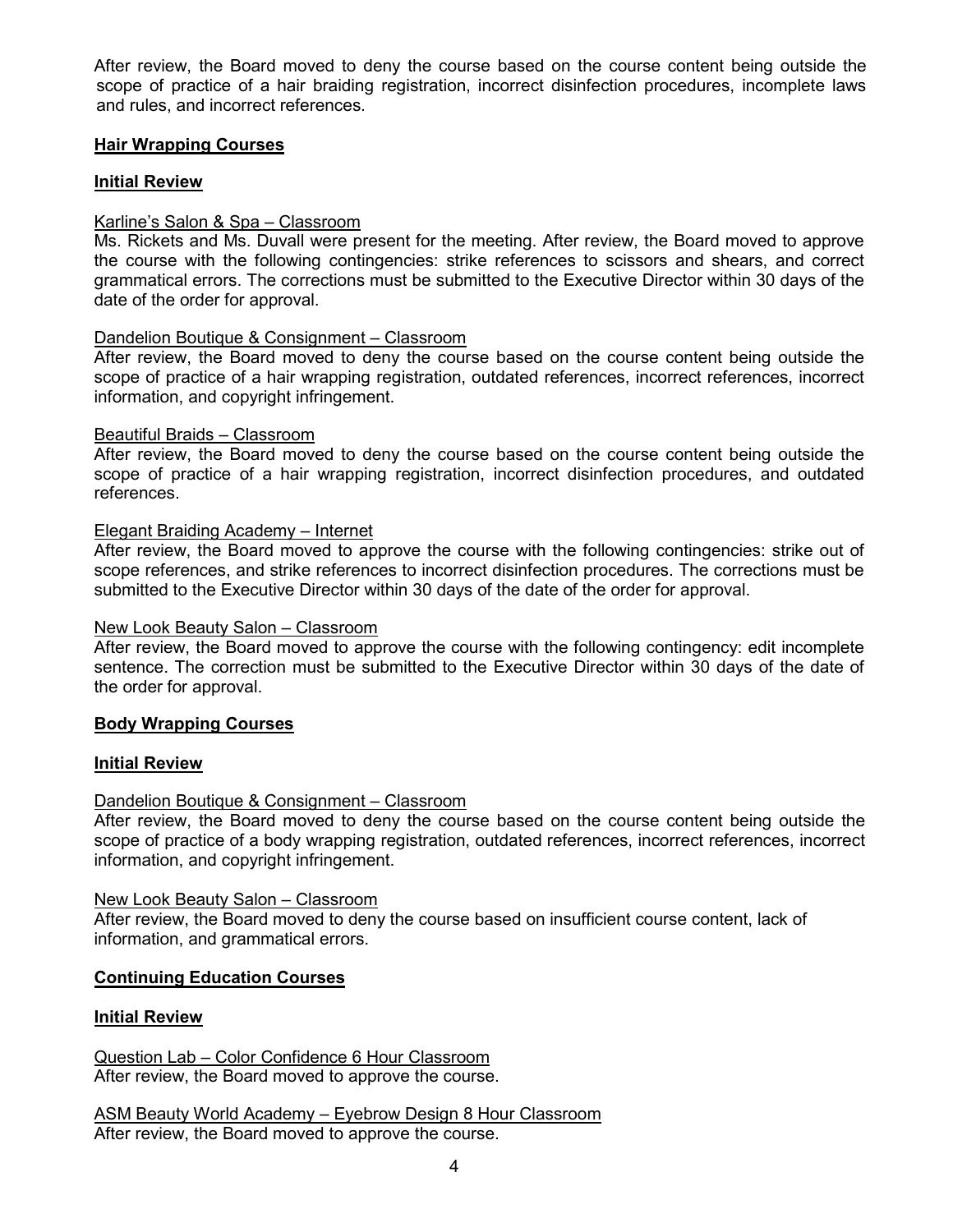After review, the Board moved to deny the course based on the course content being outside the scope of practice of a hair braiding registration, incorrect disinfection procedures, incomplete laws and rules, and incorrect references.

**Hair Wrapping Courses**

**Initial Review**

Karline's Salon & Spa – Classroom
Ms. Rickets and Ms. Duvall were present for the meeting. After review, the Board moved to approve the course with the following contingencies: strike references to scissors and shears, and correct grammatical errors. The corrections must be submitted to the Executive Director within 30 days of the date of the order for approval.

Dandelion Boutique & Consignment – Classroom
After review, the Board moved to deny the course based on the course content being outside the scope of practice of a hair wrapping registration, outdated references, incorrect references, incorrect information, and copyright infringement.

Beautiful Braids – Classroom
After review, the Board moved to deny the course based on the course content being outside the scope of practice of a hair wrapping registration, incorrect disinfection procedures, and outdated references.

Elegant Braiding Academy – Internet
After review, the Board moved to approve the course with the following contingencies: strike out of scope references, and strike references to incorrect disinfection procedures. The corrections must be submitted to the Executive Director within 30 days of the date of the order for approval.

New Look Beauty Salon – Classroom
After review, the Board moved to approve the course with the following contingency: edit incomplete sentence. The correction must be submitted to the Executive Director within 30 days of the date of the order for approval.

**Body Wrapping Courses**

**Initial Review**

Dandelion Boutique & Consignment – Classroom
After review, the Board moved to deny the course based on the course content being outside the scope of practice of a body wrapping registration, outdated references, incorrect references, incorrect information, and copyright infringement.

New Look Beauty Salon – Classroom
After review, the Board moved to deny the course based on insufficient course content, lack of information, and grammatical errors.

**Continuing Education Courses**

**Initial Review**

Question Lab – Color Confidence 6 Hour Classroom
After review, the Board moved to approve the course.

ASM Beauty World Academy – Eyebrow Design 8 Hour Classroom
After review, the Board moved to approve the course.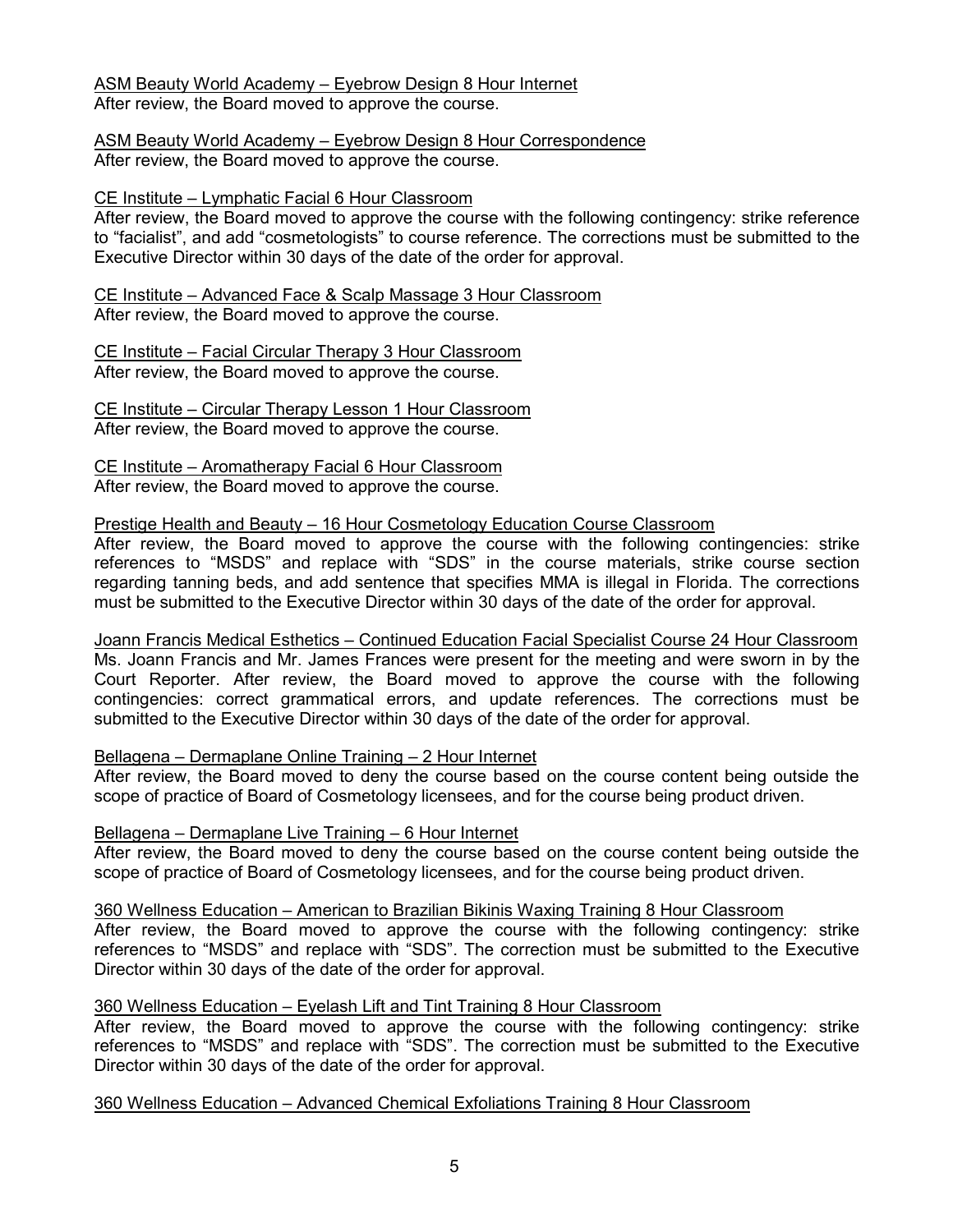<u>ASM Beauty World Academy – Eyebrow Design 8 Hour Internet</u>
After review, the Board moved to approve the course.

<u>ASM Beauty World Academy – Eyebrow Design 8 Hour Correspondence</u>
After review, the Board moved to approve the course.

<u>CE Institute – Lymphatic Facial 6 Hour Classroom</u>
After review, the Board moved to approve the course with the following contingency: strike reference to "facialist", and add "cosmetologists" to course reference. The corrections must be submitted to the Executive Director within 30 days of the date of the order for approval.

<u>CE Institute – Advanced Face & Scalp Massage 3 Hour Classroom</u>
After review, the Board moved to approve the course.

<u>CE Institute – Facial Circular Therapy 3 Hour Classroom</u>
After review, the Board moved to approve the course.

<u>CE Institute – Circular Therapy Lesson 1 Hour Classroom</u>
After review, the Board moved to approve the course.

<u>CE Institute – Aromatherapy Facial 6 Hour Classroom</u>
After review, the Board moved to approve the course.

<u>Prestige Health and Beauty – 16 Hour Cosmetology Education Course Classroom</u>
After review, the Board moved to approve the course with the following contingencies: strike references to "MSDS" and replace with "SDS" in the course materials, strike course section regarding tanning beds, and add sentence that specifies MMA is illegal in Florida. The corrections must be submitted to the Executive Director within 30 days of the date of the order for approval.

<u>Joann Francis Medical Esthetics – Continued Education Facial Specialist Course 24 Hour Classroom</u>
Ms. Joann Francis and Mr. James Frances were present for the meeting and were sworn in by the Court Reporter. After review, the Board moved to approve the course with the following contingencies: correct grammatical errors, and update references. The corrections must be submitted to the Executive Director within 30 days of the date of the order for approval.

<u>Bellagena – Dermaplane Online Training – 2 Hour Internet</u>
After review, the Board moved to deny the course based on the course content being outside the scope of practice of Board of Cosmetology licensees, and for the course being product driven.

<u>Bellagena – Dermaplane Live Training – 6 Hour Internet</u>
After review, the Board moved to deny the course based on the course content being outside the scope of practice of Board of Cosmetology licensees, and for the course being product driven.

<u>360 Wellness Education – American to Brazilian Bikinis Waxing Training 8 Hour Classroom</u>
After review, the Board moved to approve the course with the following contingency: strike references to "MSDS" and replace with "SDS". The correction must be submitted to the Executive Director within 30 days of the date of the order for approval.

<u>360 Wellness Education – Eyelash Lift and Tint Training 8 Hour Classroom</u>
After review, the Board moved to approve the course with the following contingency: strike references to "MSDS" and replace with "SDS". The correction must be submitted to the Executive Director within 30 days of the date of the order for approval.

<u>360 Wellness Education – Advanced Chemical Exfoliations Training 8 Hour Classroom</u>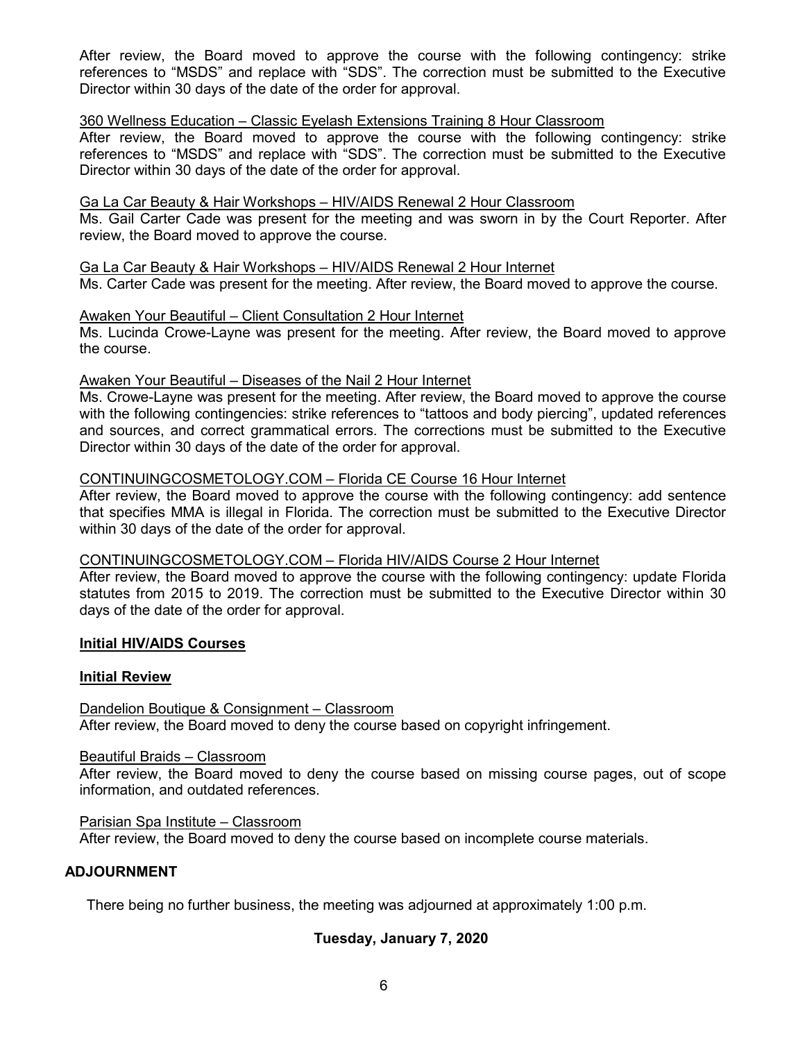After review, the Board moved to approve the course with the following contingency: strike references to "MSDS" and replace with "SDS". The correction must be submitted to the Executive Director within 30 days of the date of the order for approval.

360 Wellness Education – Classic Eyelash Extensions Training 8 Hour Classroom

After review, the Board moved to approve the course with the following contingency: strike references to "MSDS" and replace with "SDS". The correction must be submitted to the Executive Director within 30 days of the date of the order for approval.

Ga La Car Beauty & Hair Workshops – HIV/AIDS Renewal 2 Hour Classroom

Ms. Gail Carter Cade was present for the meeting and was sworn in by the Court Reporter. After review, the Board moved to approve the course.

Ga La Car Beauty & Hair Workshops – HIV/AIDS Renewal 2 Hour Internet

Ms. Carter Cade was present for the meeting. After review, the Board moved to approve the course.

Awaken Your Beautiful – Client Consultation 2 Hour Internet

Ms. Lucinda Crowe-Layne was present for the meeting. After review, the Board moved to approve the course.

Awaken Your Beautiful – Diseases of the Nail 2 Hour Internet

Ms. Crowe-Layne was present for the meeting. After review, the Board moved to approve the course with the following contingencies: strike references to "tattoos and body piercing", updated references and sources, and correct grammatical errors. The corrections must be submitted to the Executive Director within 30 days of the date of the order for approval.

CONTINUINGCOSMETOLOGY.COM – Florida CE Course 16 Hour Internet

After review, the Board moved to approve the course with the following contingency: add sentence that specifies MMA is illegal in Florida. The correction must be submitted to the Executive Director within 30 days of the date of the order for approval.

CONTINUINGCOSMETOLOGY.COM – Florida HIV/AIDS Course 2 Hour Internet

After review, the Board moved to approve the course with the following contingency: update Florida statutes from 2015 to 2019. The correction must be submitted to the Executive Director within 30 days of the date of the order for approval.

**Initial HIV/AIDS Courses**

**Initial Review**

Dandelion Boutique & Consignment – Classroom

After review, the Board moved to deny the course based on copyright infringement.

Beautiful Braids – Classroom

After review, the Board moved to deny the course based on missing course pages, out of scope information, and outdated references.

Parisian Spa Institute – Classroom

After review, the Board moved to deny the course based on incomplete course materials.

## ADJOURNMENT

There being no further business, the meeting was adjourned at approximately 1:00 p.m.

**Tuesday, January 7, 2020**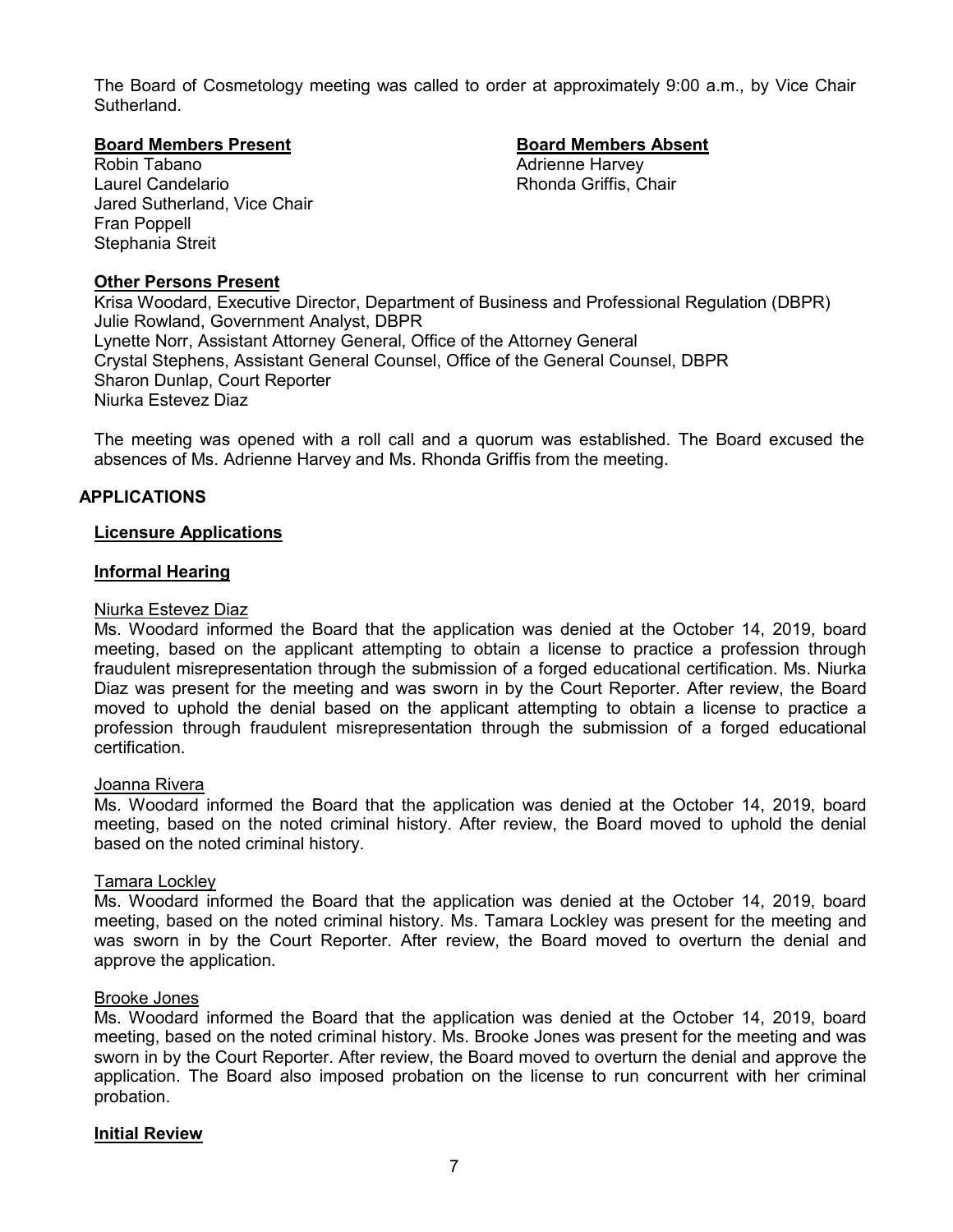The Board of Cosmetology meeting was called to order at approximately 9:00 a.m., by Vice Chair Sutherland.

**Board Members Present**

Robin Tabano
Laurel Candelario
Jared Sutherland, Vice Chair
Fran Poppell
Stephania Streit

**Board Members Absent**

Adrienne Harvey
Rhonda Griffis, Chair

**Other Persons Present**

Krisa Woodard, Executive Director, Department of Business and Professional Regulation (DBPR)
Julie Rowland, Government Analyst, DBPR
Lynette Norr, Assistant Attorney General, Office of the Attorney General
Crystal Stephens, Assistant General Counsel, Office of the General Counsel, DBPR
Sharon Dunlap, Court Reporter
Niurka Estevez Diaz

The meeting was opened with a roll call and a quorum was established. The Board excused the absences of Ms. Adrienne Harvey and Ms. Rhonda Griffis from the meeting.

## APPLICATIONS

### Licensure Applications

### Informal Hearing

Niurka Estevez Diaz

Ms. Woodard informed the Board that the application was denied at the October 14, 2019, board meeting, based on the applicant attempting to obtain a license to practice a profession through fraudulent misrepresentation through the submission of a forged educational certification. Ms. Niurka Diaz was present for the meeting and was sworn in by the Court Reporter. After review, the Board moved to uphold the denial based on the applicant attempting to obtain a license to practice a profession through fraudulent misrepresentation through the submission of a forged educational certification.

Joanna Rivera

Ms. Woodard informed the Board that the application was denied at the October 14, 2019, board meeting, based on the noted criminal history. After review, the Board moved to uphold the denial based on the noted criminal history.

Tamara Lockley

Ms. Woodard informed the Board that the application was denied at the October 14, 2019, board meeting, based on the noted criminal history. Ms. Tamara Lockley was present for the meeting and was sworn in by the Court Reporter. After review, the Board moved to overturn the denial and approve the application.

Brooke Jones

Ms. Woodard informed the Board that the application was denied at the October 14, 2019, board meeting, based on the noted criminal history. Ms. Brooke Jones was present for the meeting and was sworn in by the Court Reporter. After review, the Board moved to overturn the denial and approve the application. The Board also imposed probation on the license to run concurrent with her criminal probation.

### Initial Review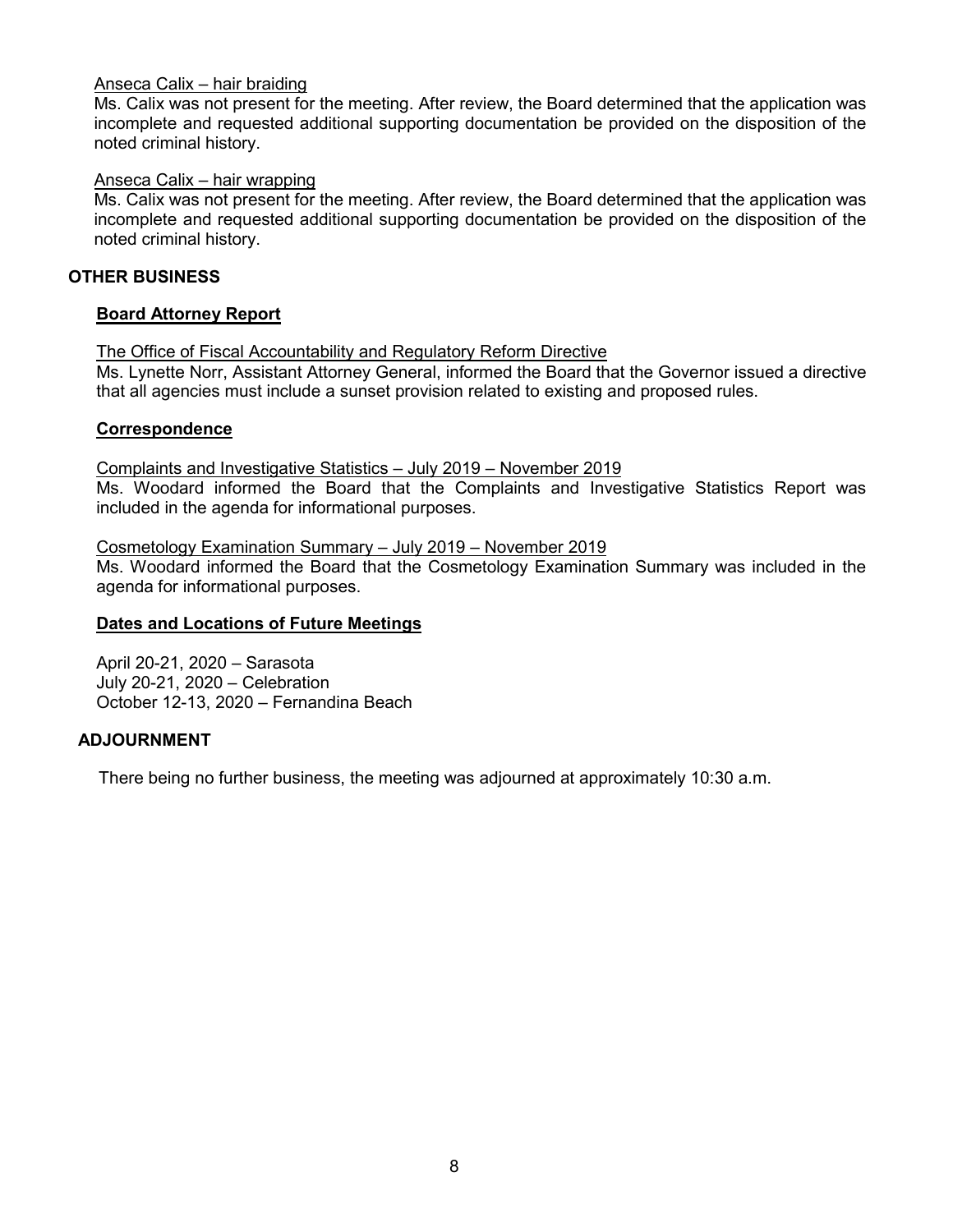Anseca Calix – hair braiding

Ms. Calix was not present for the meeting. After review, the Board determined that the application was incomplete and requested additional supporting documentation be provided on the disposition of the noted criminal history.

Anseca Calix – hair wrapping

Ms. Calix was not present for the meeting. After review, the Board determined that the application was incomplete and requested additional supporting documentation be provided on the disposition of the noted criminal history.

## OTHER BUSINESS

### Board Attorney Report

The Office of Fiscal Accountability and Regulatory Reform Directive

Ms. Lynette Norr, Assistant Attorney General, informed the Board that the Governor issued a directive that all agencies must include a sunset provision related to existing and proposed rules.

### Correspondence

Complaints and Investigative Statistics – July 2019 – November 2019

Ms. Woodard informed the Board that the Complaints and Investigative Statistics Report was included in the agenda for informational purposes.

Cosmetology Examination Summary – July 2019 – November 2019

Ms. Woodard informed the Board that the Cosmetology Examination Summary was included in the agenda for informational purposes.

### Dates and Locations of Future Meetings

April 20-21, 2020 – Sarasota
July 20-21, 2020 – Celebration
October 12-13, 2020 – Fernandina Beach

## ADJOURNMENT

There being no further business, the meeting was adjourned at approximately 10:30 a.m.